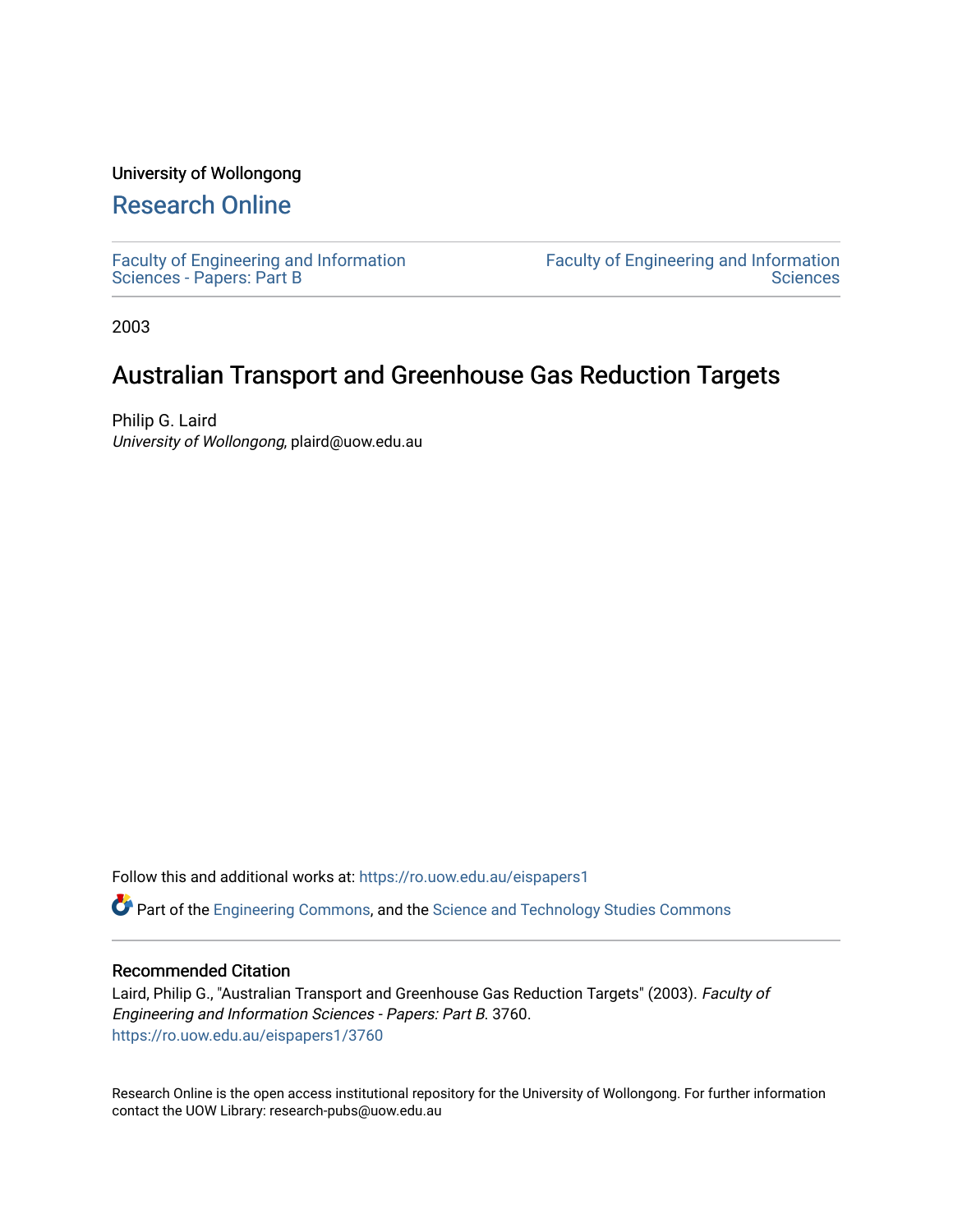University of Wollongong

# Research Online

Faculty of Engineering and Information Sciences - Papers: Part B

Faculty of Engineering and Information Sciences

2003

# Australian Transport and Greenhouse Gas Reduction Targets

Philip G. Laird
*University of Wollongong*, plaird@uow.edu.au

Follow this and additional works at: https://ro.uow.edu.au/eispapers1

Part of the Engineering Commons, and the Science and Technology Studies Commons

## Recommended Citation

Laird, Philip G., "Australian Transport and Greenhouse Gas Reduction Targets" (2003). *Faculty of Engineering and Information Sciences - Papers: Part B*. 3760.
https://ro.uow.edu.au/eispapers1/3760

Research Online is the open access institutional repository for the University of Wollongong. For further information contact the UOW Library: research-pubs@uow.edu.au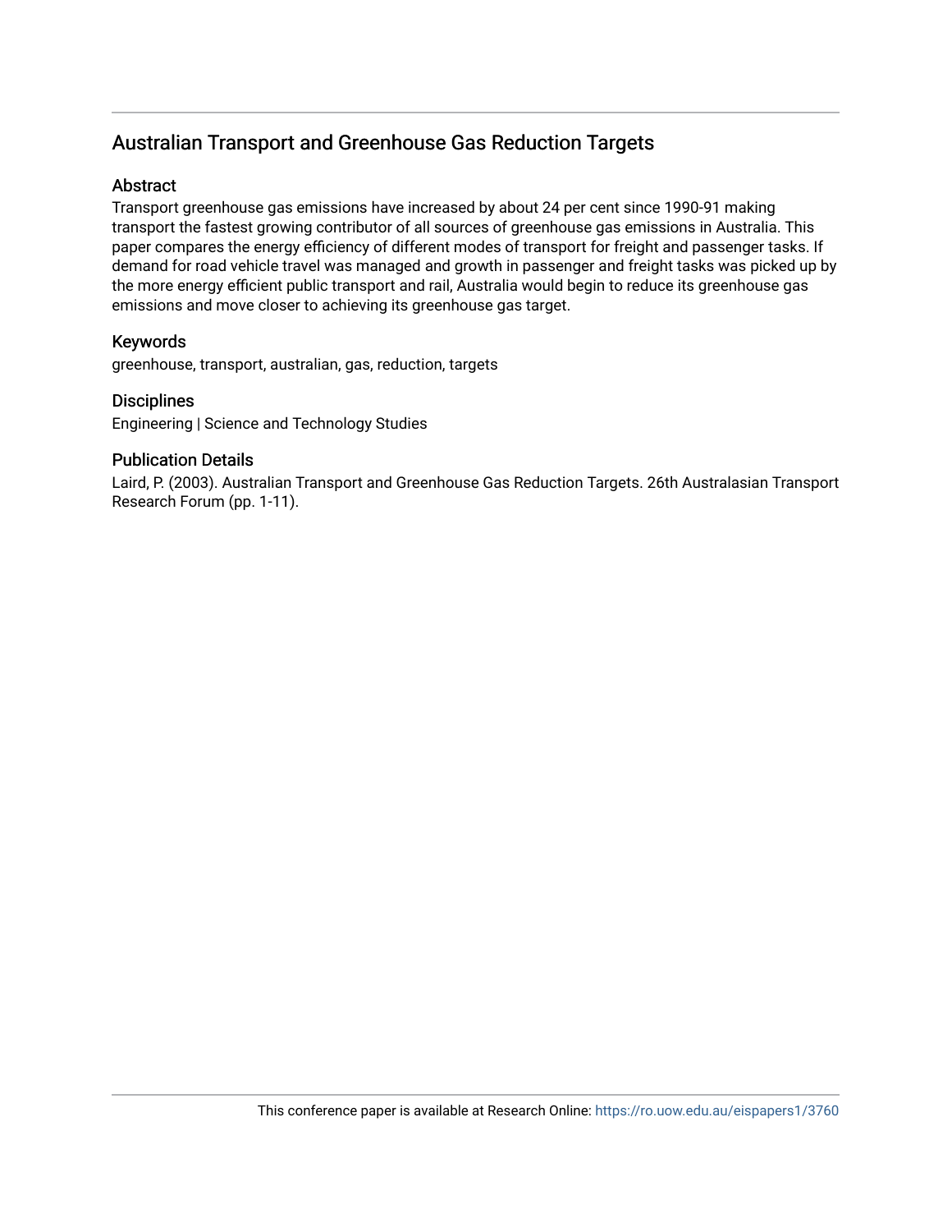## Australian Transport and Greenhouse Gas Reduction Targets

### Abstract

Transport greenhouse gas emissions have increased by about 24 per cent since 1990-91 making transport the fastest growing contributor of all sources of greenhouse gas emissions in Australia. This paper compares the energy efficiency of different modes of transport for freight and passenger tasks. If demand for road vehicle travel was managed and growth in passenger and freight tasks was picked up by the more energy efficient public transport and rail, Australia would begin to reduce its greenhouse gas emissions and move closer to achieving its greenhouse gas target.

### Keywords

greenhouse, transport, australian, gas, reduction, targets

### Disciplines

Engineering | Science and Technology Studies

### Publication Details

Laird, P. (2003). Australian Transport and Greenhouse Gas Reduction Targets. 26th Australasian Transport Research Forum (pp. 1-11).

This conference paper is available at Research Online: https://ro.uow.edu.au/eispapers1/3760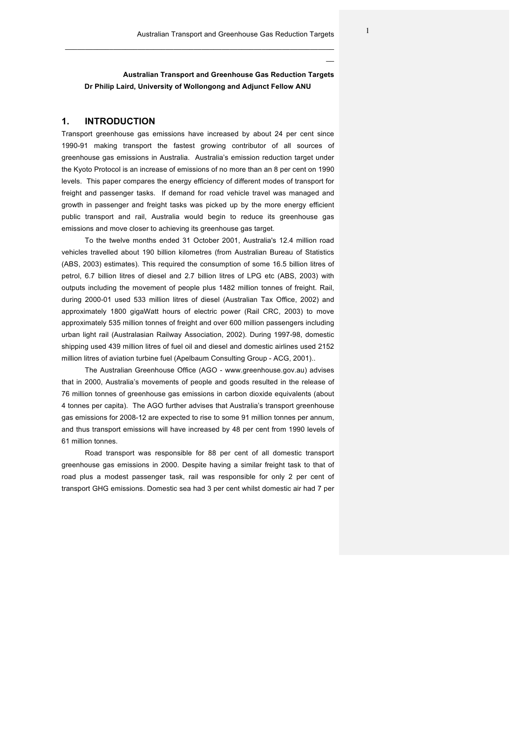**Australian Transport and Greenhouse Gas Reduction Targets**
**Dr Philip Laird, University of Wollongong and Adjunct Fellow ANU**

## 1. INTRODUCTION

Transport greenhouse gas emissions have increased by about 24 per cent since 1990-91 making transport the fastest growing contributor of all sources of greenhouse gas emissions in Australia. Australia's emission reduction target under the Kyoto Protocol is an increase of emissions of no more than an 8 per cent on 1990 levels. This paper compares the energy efficiency of different modes of transport for freight and passenger tasks. If demand for road vehicle travel was managed and growth in passenger and freight tasks was picked up by the more energy efficient public transport and rail, Australia would begin to reduce its greenhouse gas emissions and move closer to achieving its greenhouse gas target.

To the twelve months ended 31 October 2001, Australia's 12.4 million road vehicles travelled about 190 billion kilometres (from Australian Bureau of Statistics (ABS, 2003) estimates). This required the consumption of some 16.5 billion litres of petrol, 6.7 billion litres of diesel and 2.7 billion litres of LPG etc (ABS, 2003) with outputs including the movement of people plus 1482 million tonnes of freight. Rail, during 2000-01 used 533 million litres of diesel (Australian Tax Office, 2002) and approximately 1800 gigaWatt hours of electric power (Rail CRC, 2003) to move approximately 535 million tonnes of freight and over 600 million passengers including urban light rail (Australasian Railway Association, 2002). During 1997-98, domestic shipping used 439 million litres of fuel oil and diesel and domestic airlines used 2152 million litres of aviation turbine fuel (Apelbaum Consulting Group - ACG, 2001)..

The Australian Greenhouse Office (AGO - www.greenhouse.gov.au) advises that in 2000, Australia's movements of people and goods resulted in the release of 76 million tonnes of greenhouse gas emissions in carbon dioxide equivalents (about 4 tonnes per capita). The AGO further advises that Australia's transport greenhouse gas emissions for 2008-12 are expected to rise to some 91 million tonnes per annum, and thus transport emissions will have increased by 48 per cent from 1990 levels of 61 million tonnes.

Road transport was responsible for 88 per cent of all domestic transport greenhouse gas emissions in 2000. Despite having a similar freight task to that of road plus a modest passenger task, rail was responsible for only 2 per cent of transport GHG emissions. Domestic sea had 3 per cent whilst domestic air had 7 per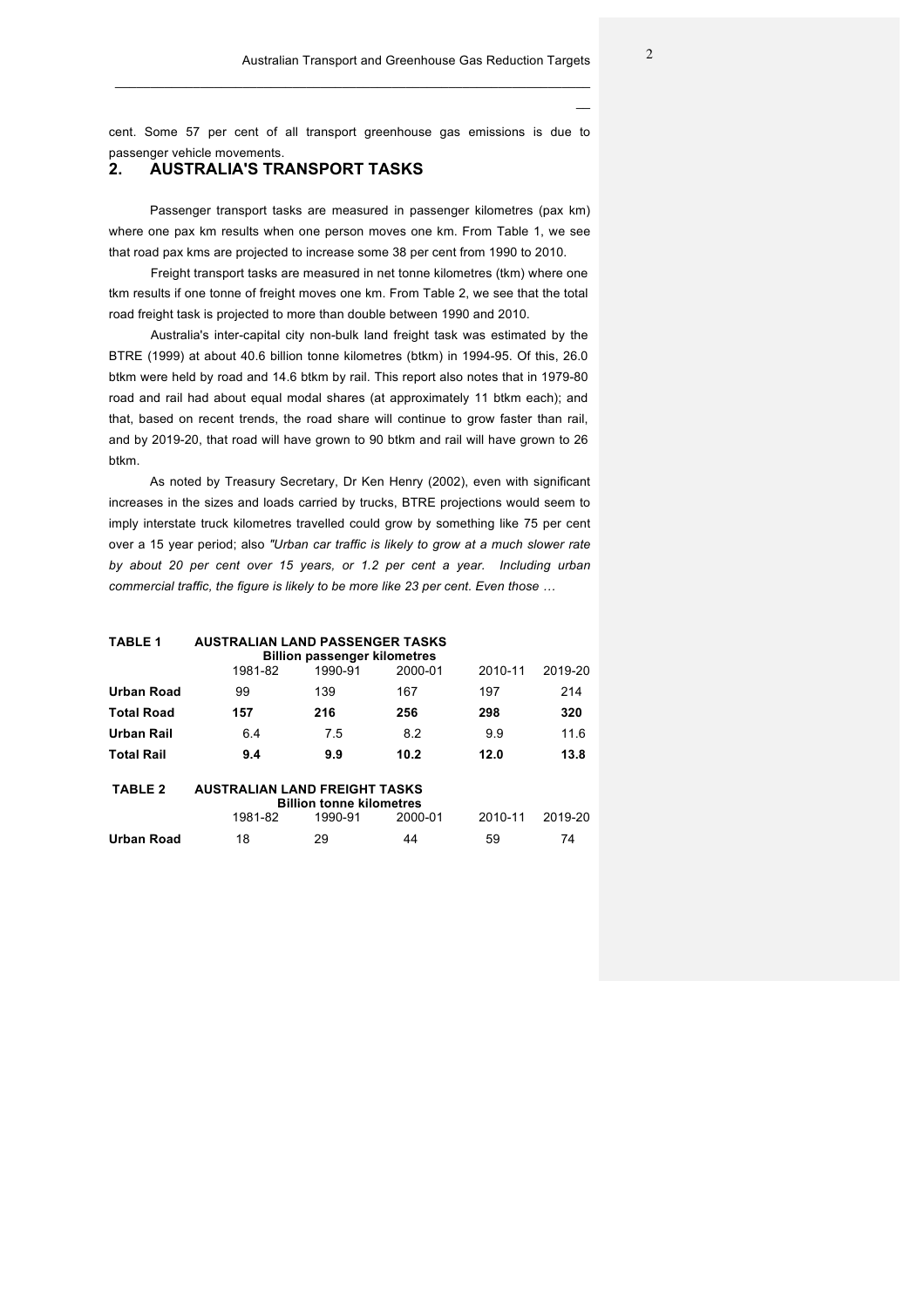cent. Some 57 per cent of all transport greenhouse gas emissions is due to passenger vehicle movements.

## 2. AUSTRALIA'S TRANSPORT TASKS

Passenger transport tasks are measured in passenger kilometres (pax km) where one pax km results when one person moves one km. From Table 1, we see that road pax kms are projected to increase some 38 per cent from 1990 to 2010.

Freight transport tasks are measured in net tonne kilometres (tkm) where one tkm results if one tonne of freight moves one km. From Table 2, we see that the total road freight task is projected to more than double between 1990 and 2010.

Australia's inter-capital city non-bulk land freight task was estimated by the BTRE (1999) at about 40.6 billion tonne kilometres (btkm) in 1994-95. Of this, 26.0 btkm were held by road and 14.6 btkm by rail. This report also notes that in 1979-80 road and rail had about equal modal shares (at approximately 11 btkm each); and that, based on recent trends, the road share will continue to grow faster than rail, and by 2019-20, that road will have grown to 90 btkm and rail will have grown to 26 btkm.

As noted by Treasury Secretary, Dr Ken Henry (2002), even with significant increases in the sizes and loads carried by trucks, BTRE projections would seem to imply interstate truck kilometres travelled could grow by something like 75 per cent over a 15 year period; also *"Urban car traffic is likely to grow at a much slower rate by about 20 per cent over 15 years, or 1.2 per cent a year. Including urban commercial traffic, the figure is likely to be more like 23 per cent. Even those …*

**TABLE 1 AUSTRALIAN LAND PASSENGER TASKS**
**Billion passenger kilometres**

| | 1981-82 | 1990-91 | 2000-01 | 2010-11 | 2019-20 |
|---|---|---|---|---|---|
| **Urban Road** | 99 | 139 | 167 | 197 | 214 |
| **Total Road** | **157** | **216** | **256** | **298** | **320** |
| **Urban Rail** | 6.4 | 7.5 | 8.2 | 9.9 | 11.6 |
| **Total Rail** | **9.4** | **9.9** | **10.2** | **12.0** | **13.8** |

**TABLE 2 AUSTRALIAN LAND FREIGHT TASKS**
**Billion tonne kilometres**

| | 1981-82 | 1990-91 | 2000-01 | 2010-11 | 2019-20 |
|---|---|---|---|---|---|
| **Urban Road** | 18 | 29 | 44 | 59 | 74 |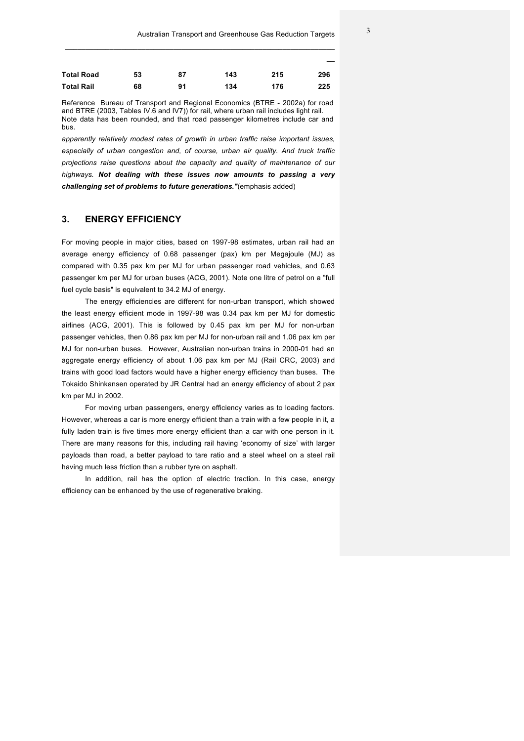| | | | | | |
|---|---|---|---|---|---|
| **Total Road** | **53** | **87** | **143** | **215** | **296** |
| **Total Rail** | **68** | **91** | **134** | **176** | **225** |

Reference Bureau of Transport and Regional Economics (BTRE - 2002a) for road and BTRE (2003, Tables IV.6 and IV7)) for rail, where urban rail includes light rail. Note data has been rounded, and that road passenger kilometres include car and bus.

*apparently relatively modest rates of growth in urban traffic raise important issues, especially of urban congestion and, of course, urban air quality. And truck traffic projections raise questions about the capacity and quality of maintenance of our highways.* ***Not dealing with these issues now amounts to passing a very challenging set of problems to future generations."***(emphasis added)

## 3. ENERGY EFFICIENCY

For moving people in major cities, based on 1997-98 estimates, urban rail had an average energy efficiency of 0.68 passenger (pax) km per Megajoule (MJ) as compared with 0.35 pax km per MJ for urban passenger road vehicles, and 0.63 passenger km per MJ for urban buses (ACG, 2001). Note one litre of petrol on a "full fuel cycle basis" is equivalent to 34.2 MJ of energy.

The energy efficiencies are different for non-urban transport, which showed the least energy efficient mode in 1997-98 was 0.34 pax km per MJ for domestic airlines (ACG, 2001). This is followed by 0.45 pax km per MJ for non-urban passenger vehicles, then 0.86 pax km per MJ for non-urban rail and 1.06 pax km per MJ for non-urban buses. However, Australian non-urban trains in 2000-01 had an aggregate energy efficiency of about 1.06 pax km per MJ (Rail CRC, 2003) and trains with good load factors would have a higher energy efficiency than buses. The Tokaido Shinkansen operated by JR Central had an energy efficiency of about 2 pax km per MJ in 2002.

For moving urban passengers, energy efficiency varies as to loading factors. However, whereas a car is more energy efficient than a train with a few people in it, a fully laden train is five times more energy efficient than a car with one person in it. There are many reasons for this, including rail having 'economy of size' with larger payloads than road, a better payload to tare ratio and a steel wheel on a steel rail having much less friction than a rubber tyre on asphalt.

In addition, rail has the option of electric traction. In this case, energy efficiency can be enhanced by the use of regenerative braking.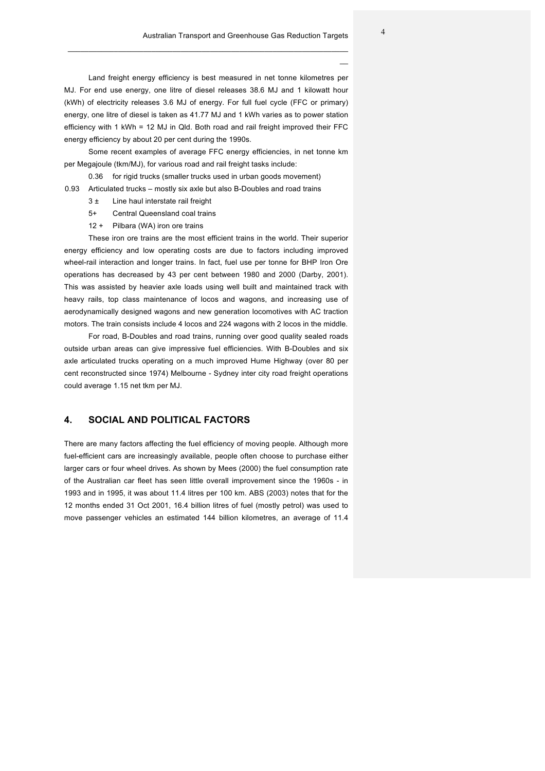Land freight energy efficiency is best measured in net tonne kilometres per MJ. For end use energy, one litre of diesel releases 38.6 MJ and 1 kilowatt hour (kWh) of electricity releases 3.6 MJ of energy. For full fuel cycle (FFC or primary) energy, one litre of diesel is taken as 41.77 MJ and 1 kWh varies as to power station efficiency with 1 kWh = 12 MJ in Qld. Both road and rail freight improved their FFC energy efficiency by about 20 per cent during the 1990s.

Some recent examples of average FFC energy efficiencies, in net tonne km per Megajoule (tkm/MJ), for various road and rail freight tasks include:

- 0.36 for rigid trucks (smaller trucks used in urban goods movement)
- 0.93 Articulated trucks – mostly six axle but also B-Doubles and road trains
- 3 ± Line haul interstate rail freight
- 5+ Central Queensland coal trains
- 12 + Pilbara (WA) iron ore trains

These iron ore trains are the most efficient trains in the world. Their superior energy efficiency and low operating costs are due to factors including improved wheel-rail interaction and longer trains. In fact, fuel use per tonne for BHP Iron Ore operations has decreased by 43 per cent between 1980 and 2000 (Darby, 2001). This was assisted by heavier axle loads using well built and maintained track with heavy rails, top class maintenance of locos and wagons, and increasing use of aerodynamically designed wagons and new generation locomotives with AC traction motors. The train consists include 4 locos and 224 wagons with 2 locos in the middle.

For road, B-Doubles and road trains, running over good quality sealed roads outside urban areas can give impressive fuel efficiencies. With B-Doubles and six axle articulated trucks operating on a much improved Hume Highway (over 80 per cent reconstructed since 1974) Melbourne - Sydney inter city road freight operations could average 1.15 net tkm per MJ.

## 4. SOCIAL AND POLITICAL FACTORS

There are many factors affecting the fuel efficiency of moving people. Although more fuel-efficient cars are increasingly available, people often choose to purchase either larger cars or four wheel drives. As shown by Mees (2000) the fuel consumption rate of the Australian car fleet has seen little overall improvement since the 1960s - in 1993 and in 1995, it was about 11.4 litres per 100 km. ABS (2003) notes that for the 12 months ended 31 Oct 2001, 16.4 billion litres of fuel (mostly petrol) was used to move passenger vehicles an estimated 144 billion kilometres, an average of 11.4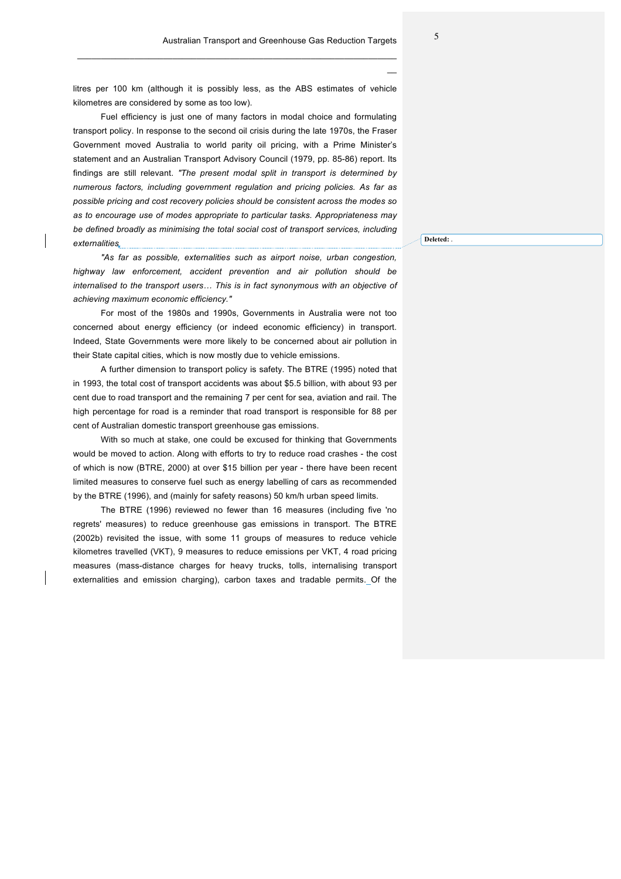litres per 100 km (although it is possibly less, as the ABS estimates of vehicle kilometres are considered by some as too low).

Fuel efficiency is just one of many factors in modal choice and formulating transport policy. In response to the second oil crisis during the late 1970s, the Fraser Government moved Australia to world parity oil pricing, with a Prime Minister's statement and an Australian Transport Advisory Council (1979, pp. 85-86) report. Its findings are still relevant. *"The present modal split in transport is determined by numerous factors, including government regulation and pricing policies. As far as possible pricing and cost recovery policies should be consistent across the modes so as to encourage use of modes appropriate to particular tasks. Appropriateness may be defined broadly as minimising the total social cost of transport services, including externalities*

*"As far as possible, externalities such as airport noise, urban congestion, highway law enforcement, accident prevention and air pollution should be internalised to the transport users… This is in fact synonymous with an objective of achieving maximum economic efficiency."*

For most of the 1980s and 1990s, Governments in Australia were not too concerned about energy efficiency (or indeed economic efficiency) in transport. Indeed, State Governments were more likely to be concerned about air pollution in their State capital cities, which is now mostly due to vehicle emissions.

A further dimension to transport policy is safety. The BTRE (1995) noted that in 1993, the total cost of transport accidents was about $5.5 billion, with about 93 per cent due to road transport and the remaining 7 per cent for sea, aviation and rail. The high percentage for road is a reminder that road transport is responsible for 88 per cent of Australian domestic transport greenhouse gas emissions.

With so much at stake, one could be excused for thinking that Governments would be moved to action. Along with efforts to try to reduce road crashes - the cost of which is now (BTRE, 2000) at over $15 billion per year - there have been recent limited measures to conserve fuel such as energy labelling of cars as recommended by the BTRE (1996), and (mainly for safety reasons) 50 km/h urban speed limits.

The BTRE (1996) reviewed no fewer than 16 measures (including five 'no regrets' measures) to reduce greenhouse gas emissions in transport. The BTRE (2002b) revisited the issue, with some 11 groups of measures to reduce vehicle kilometres travelled (VKT), 9 measures to reduce emissions per VKT, 4 road pricing measures (mass-distance charges for heavy trucks, tolls, internalising transport externalities and emission charging), carbon taxes and tradable permits. Of the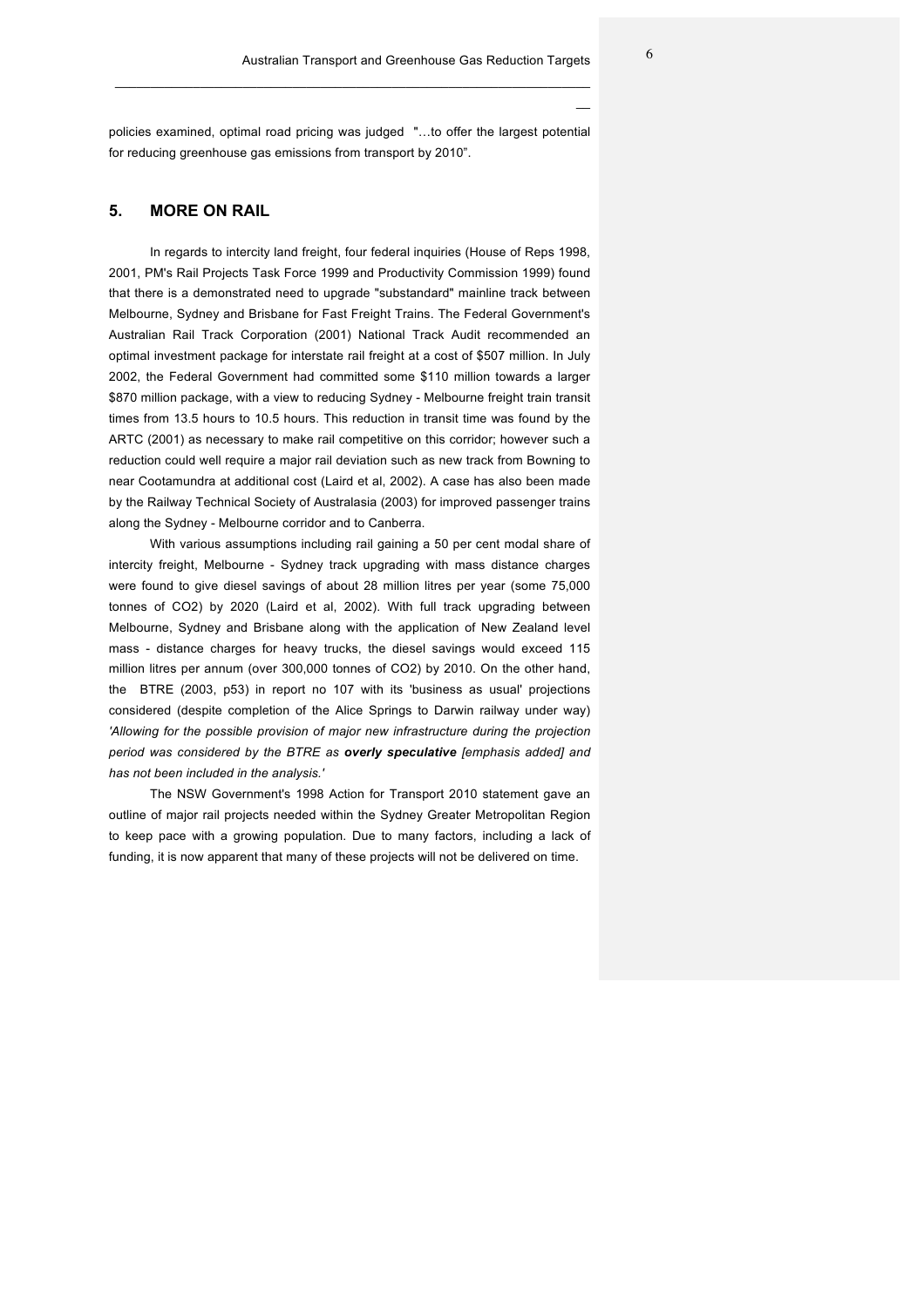policies examined, optimal road pricing was judged "…to offer the largest potential for reducing greenhouse gas emissions from transport by 2010".

## 5. MORE ON RAIL

In regards to intercity land freight, four federal inquiries (House of Reps 1998, 2001, PM's Rail Projects Task Force 1999 and Productivity Commission 1999) found that there is a demonstrated need to upgrade "substandard" mainline track between Melbourne, Sydney and Brisbane for Fast Freight Trains. The Federal Government's Australian Rail Track Corporation (2001) National Track Audit recommended an optimal investment package for interstate rail freight at a cost of $507 million. In July 2002, the Federal Government had committed some $110 million towards a larger $870 million package, with a view to reducing Sydney - Melbourne freight train transit times from 13.5 hours to 10.5 hours. This reduction in transit time was found by the ARTC (2001) as necessary to make rail competitive on this corridor; however such a reduction could well require a major rail deviation such as new track from Bowning to near Cootamundra at additional cost (Laird et al, 2002). A case has also been made by the Railway Technical Society of Australasia (2003) for improved passenger trains along the Sydney - Melbourne corridor and to Canberra.

With various assumptions including rail gaining a 50 per cent modal share of intercity freight, Melbourne - Sydney track upgrading with mass distance charges were found to give diesel savings of about 28 million litres per year (some 75,000 tonnes of $CO_2$) by 2020 (Laird et al, 2002). With full track upgrading between Melbourne, Sydney and Brisbane along with the application of New Zealand level mass - distance charges for heavy trucks, the diesel savings would exceed 115 million litres per annum (over 300,000 tonnes of $CO_2$) by 2010. On the other hand, the BTRE (2003, p53) in report no 107 with its 'business as usual' projections considered (despite completion of the Alice Springs to Darwin railway under way) *'Allowing for the possible provision of major new infrastructure during the projection period was considered by the BTRE as **overly speculative** [emphasis added] and has not been included in the analysis.'*

The NSW Government's 1998 Action for Transport 2010 statement gave an outline of major rail projects needed within the Sydney Greater Metropolitan Region to keep pace with a growing population. Due to many factors, including a lack of funding, it is now apparent that many of these projects will not be delivered on time.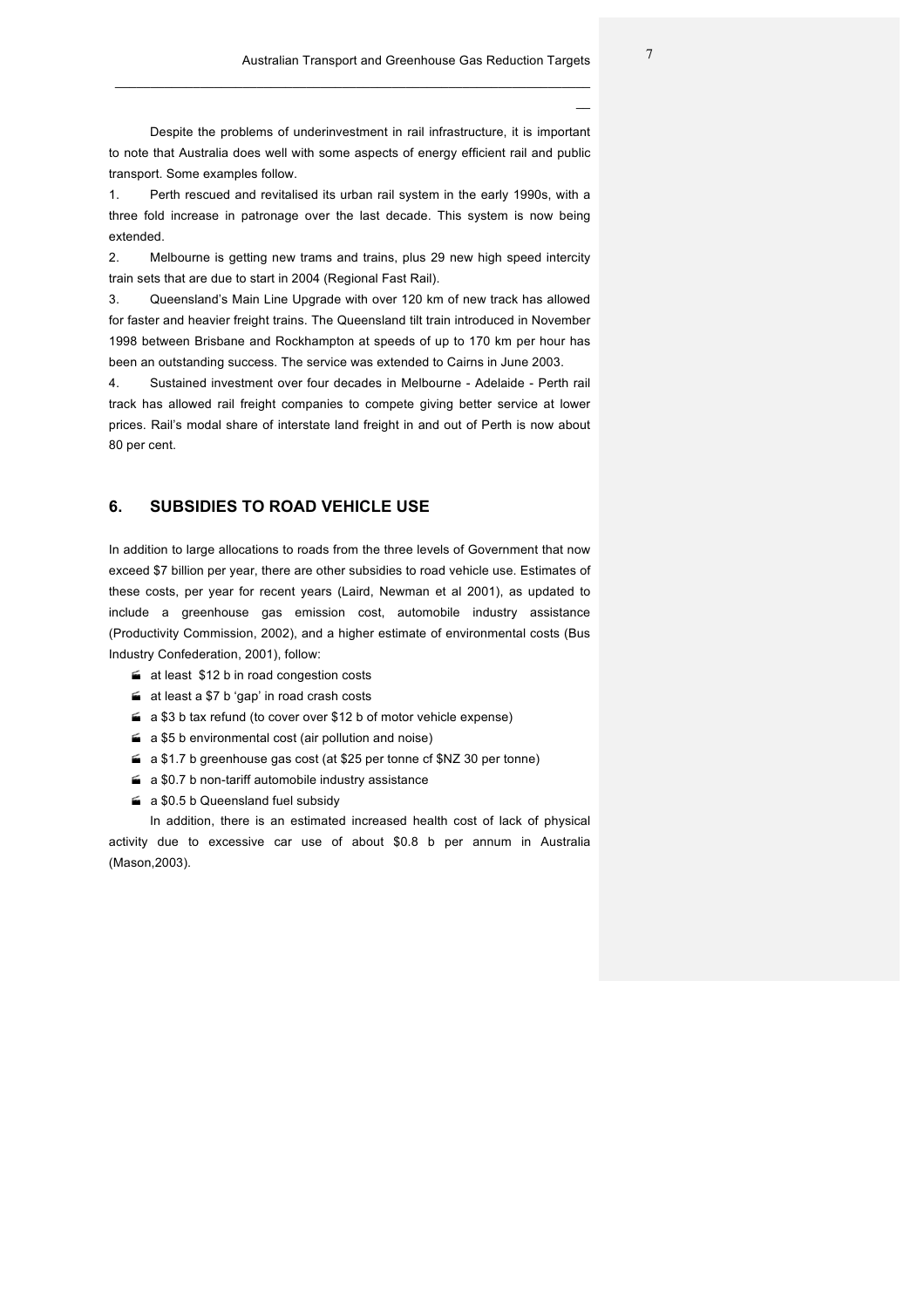Despite the problems of underinvestment in rail infrastructure, it is important to note that Australia does well with some aspects of energy efficient rail and public transport. Some examples follow.

1. Perth rescued and revitalised its urban rail system in the early 1990s, with a three fold increase in patronage over the last decade. This system is now being extended.
2. Melbourne is getting new trams and trains, plus 29 new high speed intercity train sets that are due to start in 2004 (Regional Fast Rail).
3. Queensland's Main Line Upgrade with over 120 km of new track has allowed for faster and heavier freight trains. The Queensland tilt train introduced in November 1998 between Brisbane and Rockhampton at speeds of up to 170 km per hour has been an outstanding success. The service was extended to Cairns in June 2003.
4. Sustained investment over four decades in Melbourne - Adelaide - Perth rail track has allowed rail freight companies to compete giving better service at lower prices. Rail's modal share of interstate land freight in and out of Perth is now about 80 per cent.

## 6. SUBSIDIES TO ROAD VEHICLE USE

In addition to large allocations to roads from the three levels of Government that now exceed $7 billion per year, there are other subsidies to road vehicle use. Estimates of these costs, per year for recent years (Laird, Newman et al 2001), as updated to include a greenhouse gas emission cost, automobile industry assistance (Productivity Commission, 2002), and a higher estimate of environmental costs (Bus Industry Confederation, 2001), follow:

- at least $12 b in road congestion costs
- at least a $7 b 'gap' in road crash costs
- a $3 b tax refund (to cover over $12 b of motor vehicle expense)
- a $5 b environmental cost (air pollution and noise)
- a $1.7 b greenhouse gas cost (at $25 per tonne cf $NZ 30 per tonne)
- a $0.7 b non-tariff automobile industry assistance
- a $0.5 b Queensland fuel subsidy

In addition, there is an estimated increased health cost of lack of physical activity due to excessive car use of about $0.8 b per annum in Australia (Mason,2003).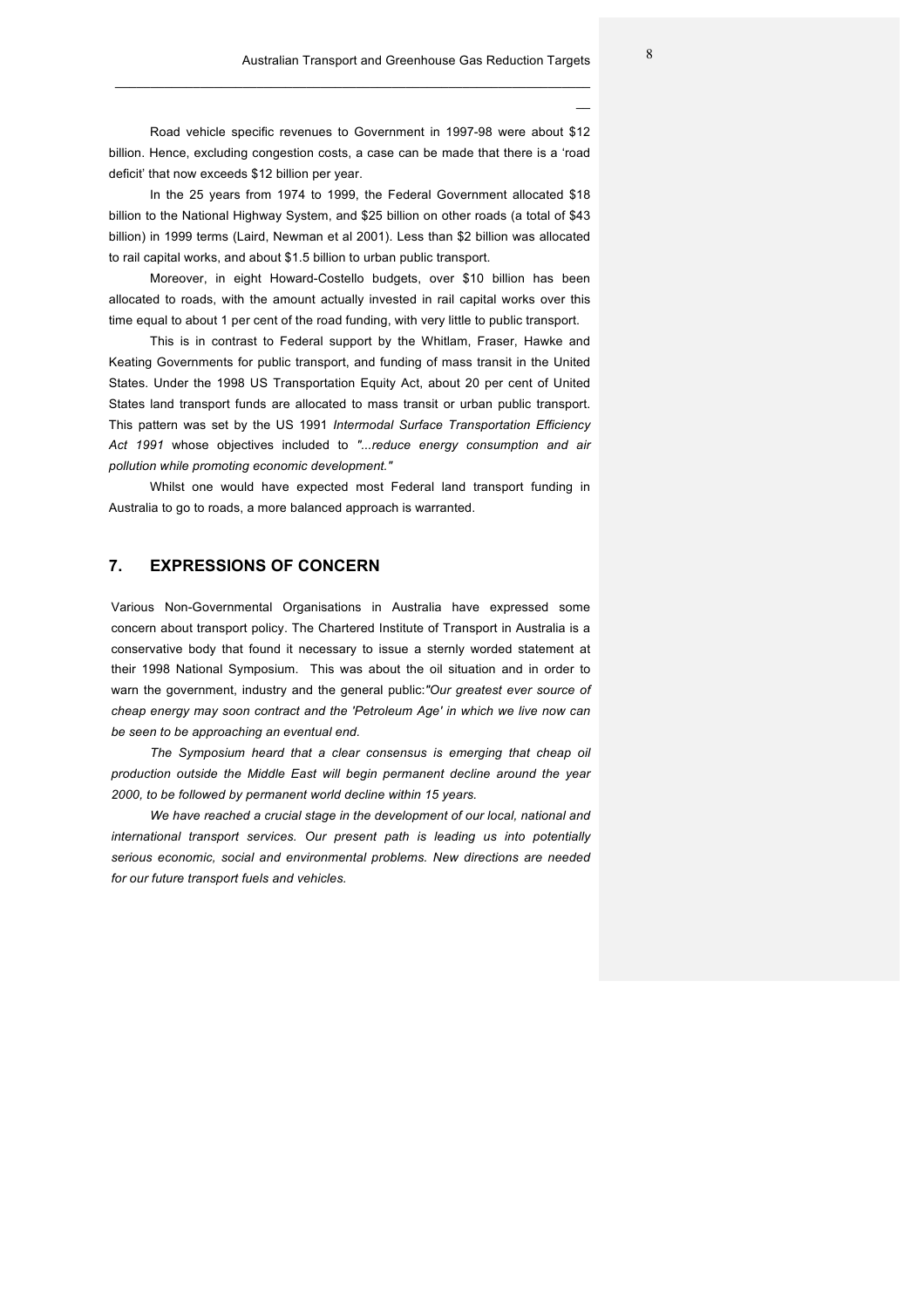Road vehicle specific revenues to Government in 1997-98 were about $12 billion. Hence, excluding congestion costs, a case can be made that there is a 'road deficit' that now exceeds $12 billion per year.

In the 25 years from 1974 to 1999, the Federal Government allocated $18 billion to the National Highway System, and $25 billion on other roads (a total of $43 billion) in 1999 terms (Laird, Newman et al 2001). Less than $2 billion was allocated to rail capital works, and about $1.5 billion to urban public transport.

Moreover, in eight Howard-Costello budgets, over $10 billion has been allocated to roads, with the amount actually invested in rail capital works over this time equal to about 1 per cent of the road funding, with very little to public transport.

This is in contrast to Federal support by the Whitlam, Fraser, Hawke and Keating Governments for public transport, and funding of mass transit in the United States. Under the 1998 US Transportation Equity Act, about 20 per cent of United States land transport funds are allocated to mass transit or urban public transport. This pattern was set by the US 1991 *Intermodal Surface Transportation Efficiency Act 1991* whose objectives included to *"...reduce energy consumption and air pollution while promoting economic development."*

Whilst one would have expected most Federal land transport funding in Australia to go to roads, a more balanced approach is warranted.

## 7. EXPRESSIONS OF CONCERN

Various Non-Governmental Organisations in Australia have expressed some concern about transport policy. The Chartered Institute of Transport in Australia is a conservative body that found it necessary to issue a sternly worded statement at their 1998 National Symposium. This was about the oil situation and in order to warn the government, industry and the general public:*"Our greatest ever source of cheap energy may soon contract and the 'Petroleum Age' in which we live now can be seen to be approaching an eventual end.*

*The Symposium heard that a clear consensus is emerging that cheap oil production outside the Middle East will begin permanent decline around the year 2000, to be followed by permanent world decline within 15 years.*

*We have reached a crucial stage in the development of our local, national and international transport services. Our present path is leading us into potentially serious economic, social and environmental problems. New directions are needed for our future transport fuels and vehicles.*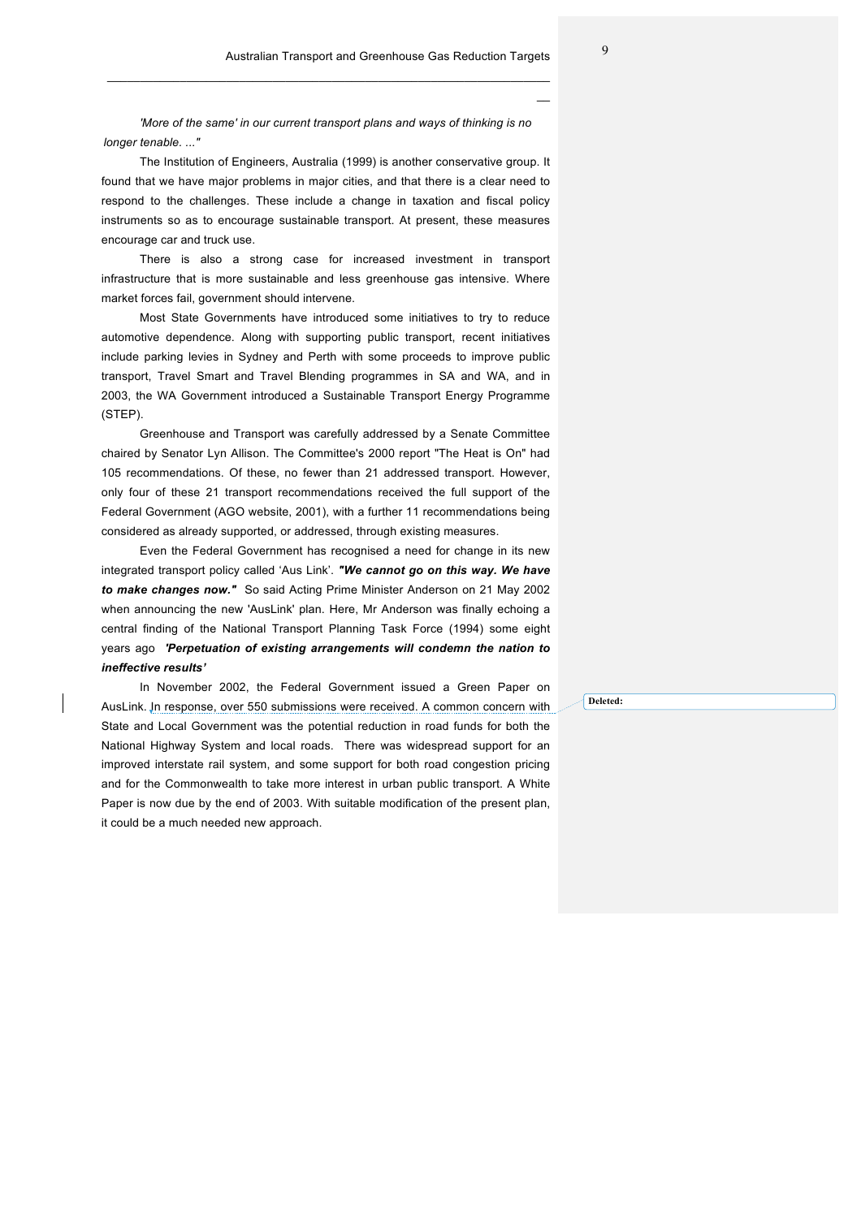*'More of the same' in our current transport plans and ways of thinking is no longer tenable. ..."*

The Institution of Engineers, Australia (1999) is another conservative group. It found that we have major problems in major cities, and that there is a clear need to respond to the challenges. These include a change in taxation and fiscal policy instruments so as to encourage sustainable transport. At present, these measures encourage car and truck use.

There is also a strong case for increased investment in transport infrastructure that is more sustainable and less greenhouse gas intensive. Where market forces fail, government should intervene.

Most State Governments have introduced some initiatives to try to reduce automotive dependence. Along with supporting public transport, recent initiatives include parking levies in Sydney and Perth with some proceeds to improve public transport, Travel Smart and Travel Blending programmes in SA and WA, and in 2003, the WA Government introduced a Sustainable Transport Energy Programme (STEP).

Greenhouse and Transport was carefully addressed by a Senate Committee chaired by Senator Lyn Allison. The Committee's 2000 report "The Heat is On" had 105 recommendations. Of these, no fewer than 21 addressed transport. However, only four of these 21 transport recommendations received the full support of the Federal Government (AGO website, 2001), with a further 11 recommendations being considered as already supported, or addressed, through existing measures.

Even the Federal Government has recognised a need for change in its new integrated transport policy called 'Aus Link'. ***"We cannot go on this way. We have to make changes now."*** So said Acting Prime Minister Anderson on 21 May 2002 when announcing the new 'AusLink' plan. Here, Mr Anderson was finally echoing a central finding of the National Transport Planning Task Force (1994) some eight years ago ***'Perpetuation of existing arrangements will condemn the nation to ineffective results'***

In November 2002, the Federal Government issued a Green Paper on AusLink. In response, over 550 submissions were received. A common concern with State and Local Government was the potential reduction in road funds for both the National Highway System and local roads. There was widespread support for an improved interstate rail system, and some support for both road congestion pricing and for the Commonwealth to take more interest in urban public transport. A White Paper is now due by the end of 2003. With suitable modification of the present plan, it could be a much needed new approach.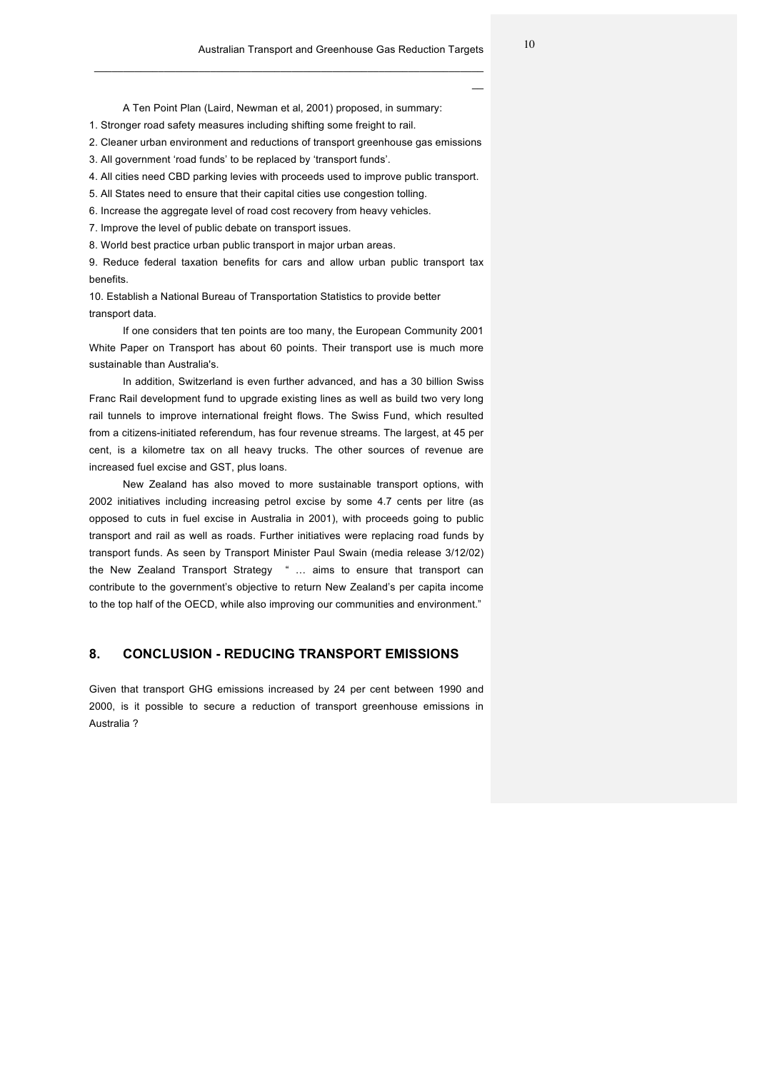A Ten Point Plan (Laird, Newman et al, 2001) proposed, in summary:

1. Stronger road safety measures including shifting some freight to rail.
2. Cleaner urban environment and reductions of transport greenhouse gas emissions
3. All government 'road funds' to be replaced by 'transport funds'.
4. All cities need CBD parking levies with proceeds used to improve public transport.
5. All States need to ensure that their capital cities use congestion tolling.
6. Increase the aggregate level of road cost recovery from heavy vehicles.
7. Improve the level of public debate on transport issues.
8. World best practice urban public transport in major urban areas.
9. Reduce federal taxation benefits for cars and allow urban public transport tax benefits.
10. Establish a National Bureau of Transportation Statistics to provide better transport data.

If one considers that ten points are too many, the European Community 2001 White Paper on Transport has about 60 points. Their transport use is much more sustainable than Australia's.

In addition, Switzerland is even further advanced, and has a 30 billion Swiss Franc Rail development fund to upgrade existing lines as well as build two very long rail tunnels to improve international freight flows. The Swiss Fund, which resulted from a citizens-initiated referendum, has four revenue streams. The largest, at 45 per cent, is a kilometre tax on all heavy trucks. The other sources of revenue are increased fuel excise and GST, plus loans.

New Zealand has also moved to more sustainable transport options, with 2002 initiatives including increasing petrol excise by some 4.7 cents per litre (as opposed to cuts in fuel excise in Australia in 2001), with proceeds going to public transport and rail as well as roads. Further initiatives were replacing road funds by transport funds. As seen by Transport Minister Paul Swain (media release 3/12/02) the New Zealand Transport Strategy " … aims to ensure that transport can contribute to the government's objective to return New Zealand's per capita income to the top half of the OECD, while also improving our communities and environment."

## 8. CONCLUSION - REDUCING TRANSPORT EMISSIONS

Given that transport GHG emissions increased by 24 per cent between 1990 and 2000, is it possible to secure a reduction of transport greenhouse emissions in Australia ?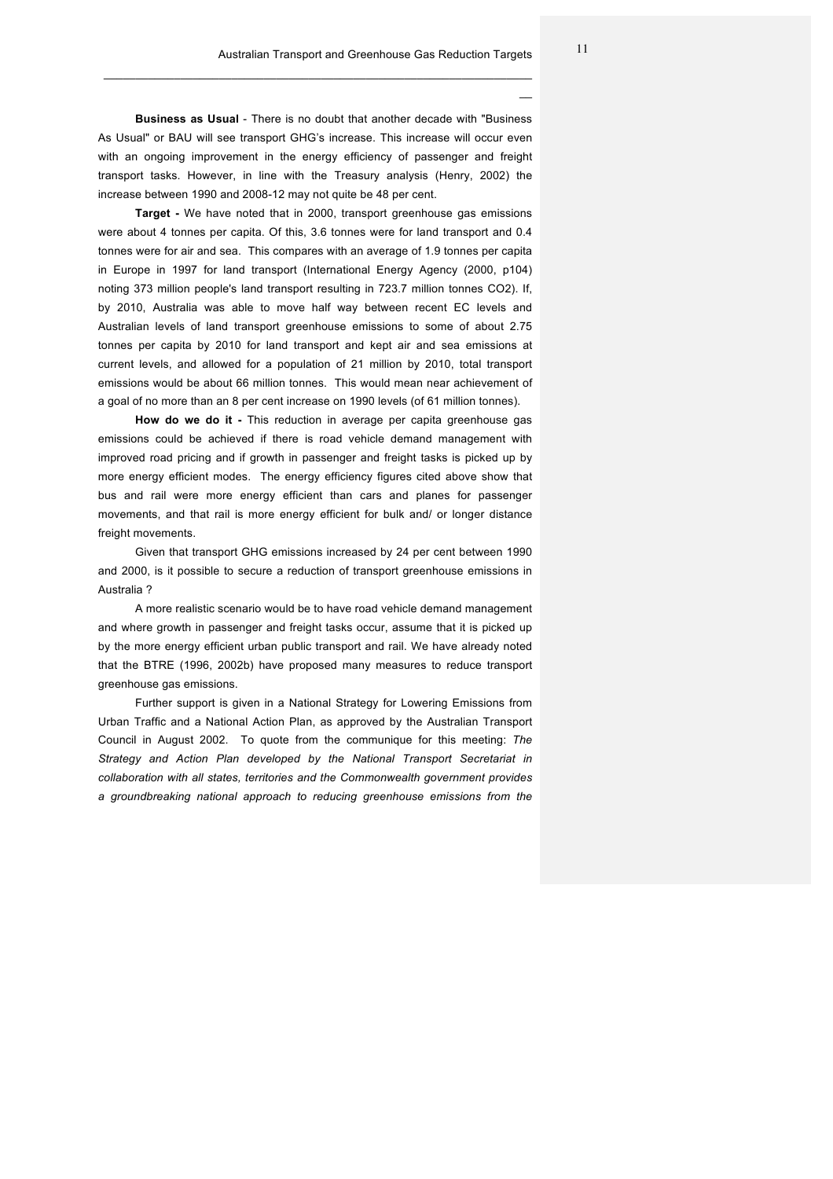**Business as Usual** - There is no doubt that another decade with "Business As Usual" or BAU will see transport GHG's increase. This increase will occur even with an ongoing improvement in the energy efficiency of passenger and freight transport tasks. However, in line with the Treasury analysis (Henry, 2002) the increase between 1990 and 2008-12 may not quite be 48 per cent.

**Target -** We have noted that in 2000, transport greenhouse gas emissions were about 4 tonnes per capita. Of this, 3.6 tonnes were for land transport and 0.4 tonnes were for air and sea. This compares with an average of 1.9 tonnes per capita in Europe in 1997 for land transport (International Energy Agency (2000, p104) noting 373 million people's land transport resulting in 723.7 million tonnes CO2). If, by 2010, Australia was able to move half way between recent EC levels and Australian levels of land transport greenhouse emissions to some of about 2.75 tonnes per capita by 2010 for land transport and kept air and sea emissions at current levels, and allowed for a population of 21 million by 2010, total transport emissions would be about 66 million tonnes. This would mean near achievement of a goal of no more than an 8 per cent increase on 1990 levels (of 61 million tonnes).

**How do we do it -** This reduction in average per capita greenhouse gas emissions could be achieved if there is road vehicle demand management with improved road pricing and if growth in passenger and freight tasks is picked up by more energy efficient modes. The energy efficiency figures cited above show that bus and rail were more energy efficient than cars and planes for passenger movements, and that rail is more energy efficient for bulk and/ or longer distance freight movements.

Given that transport GHG emissions increased by 24 per cent between 1990 and 2000, is it possible to secure a reduction of transport greenhouse emissions in Australia ?

A more realistic scenario would be to have road vehicle demand management and where growth in passenger and freight tasks occur, assume that it is picked up by the more energy efficient urban public transport and rail. We have already noted that the BTRE (1996, 2002b) have proposed many measures to reduce transport greenhouse gas emissions.

Further support is given in a National Strategy for Lowering Emissions from Urban Traffic and a National Action Plan, as approved by the Australian Transport Council in August 2002. To quote from the communique for this meeting: *The Strategy and Action Plan developed by the National Transport Secretariat in collaboration with all states, territories and the Commonwealth government provides a groundbreaking national approach to reducing greenhouse emissions from the*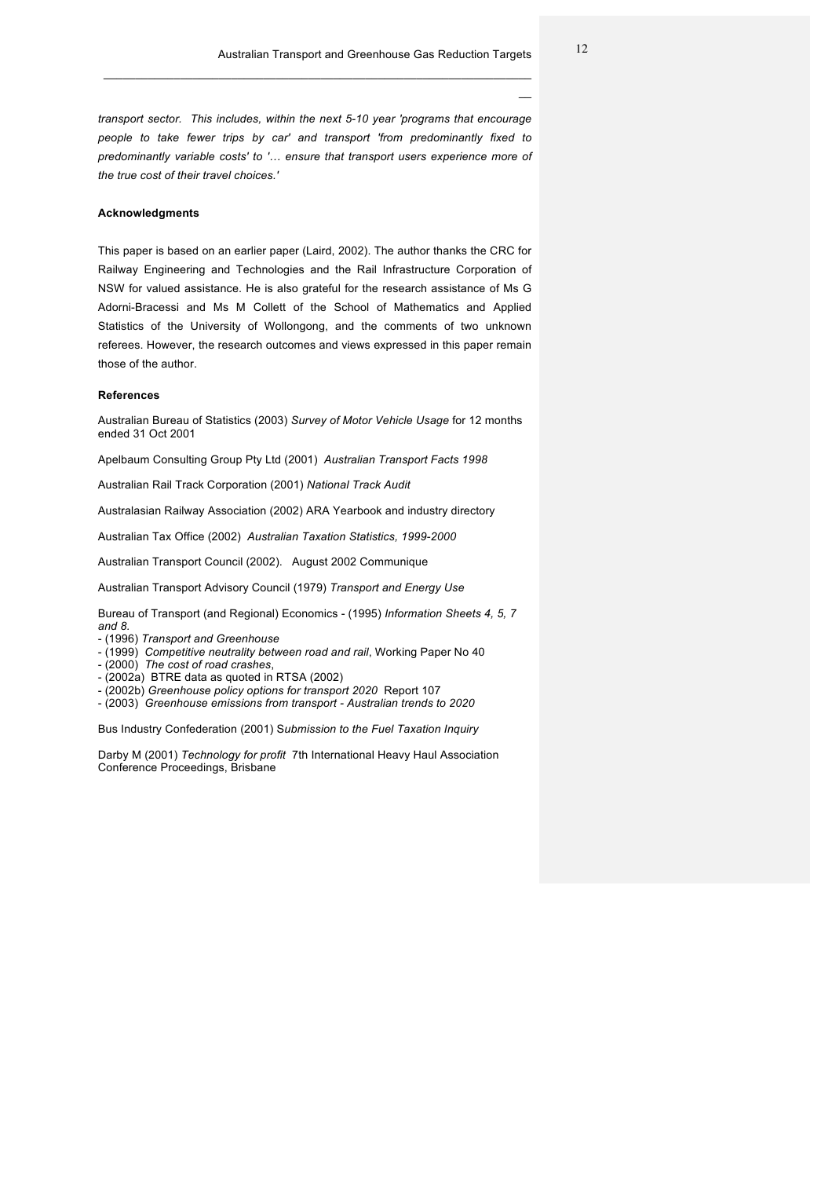*transport sector. This includes, within the next 5-10 year 'programs that encourage people to take fewer trips by car' and transport 'from predominantly fixed to predominantly variable costs' to '… ensure that transport users experience more of the true cost of their travel choices.'*

**Acknowledgments**

This paper is based on an earlier paper (Laird, 2002). The author thanks the CRC for Railway Engineering and Technologies and the Rail Infrastructure Corporation of NSW for valued assistance. He is also grateful for the research assistance of Ms G Adorni-Bracessi and Ms M Collett of the School of Mathematics and Applied Statistics of the University of Wollongong, and the comments of two unknown referees. However, the research outcomes and views expressed in this paper remain those of the author.

**References**

Australian Bureau of Statistics (2003) *Survey of Motor Vehicle Usage* for 12 months ended 31 Oct 2001

Apelbaum Consulting Group Pty Ltd (2001) *Australian Transport Facts 1998*

Australian Rail Track Corporation (2001) *National Track Audit*

Australasian Railway Association (2002) ARA Yearbook and industry directory

Australian Tax Office (2002) *Australian Taxation Statistics, 1999-2000*

Australian Transport Council (2002). August 2002 Communique

Australian Transport Advisory Council (1979) *Transport and Energy Use*

Bureau of Transport (and Regional) Economics - (1995) *Information Sheets 4, 5, 7 and 8.*
- (1996) *Transport and Greenhouse*
- (1999) *Competitive neutrality between road and rail*, Working Paper No 40
- (2000) *The cost of road crashes*,
- (2002a) BTRE data as quoted in RTSA (2002)
- (2002b) *Greenhouse policy options for transport 2020* Report 107
- (2003) *Greenhouse emissions from transport - Australian trends to 2020*

Bus Industry Confederation (2001) S*ubmission to the Fuel Taxation Inquiry*

Darby M (2001) *Technology for profit* 7th International Heavy Haul Association Conference Proceedings, Brisbane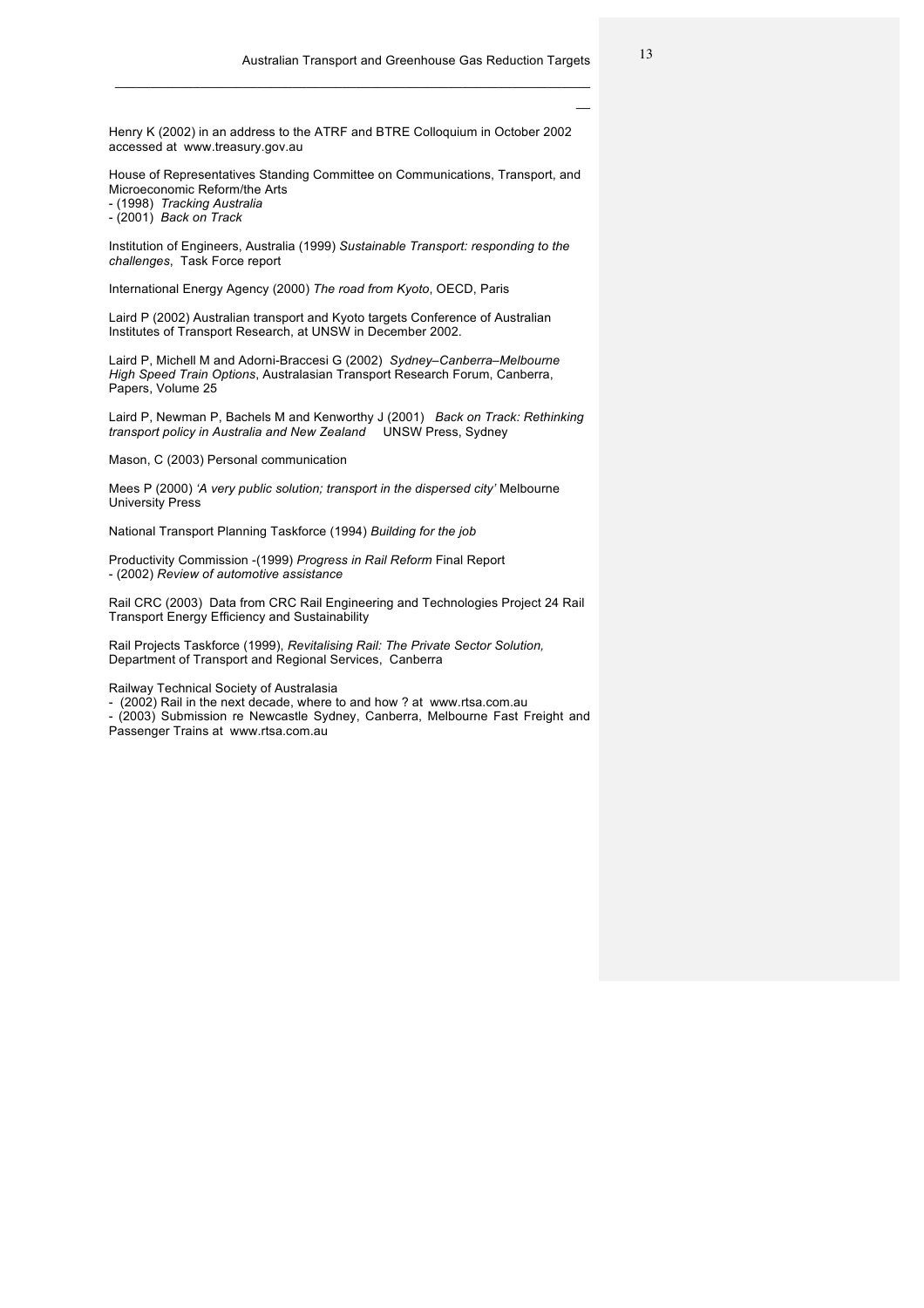Henry K (2002) in an address to the ATRF and BTRE Colloquium in October 2002 accessed at www.treasury.gov.au

House of Representatives Standing Committee on Communications, Transport, and Microeconomic Reform/the Arts
- (1998) *Tracking Australia*
- (2001) *Back on Track*

Institution of Engineers, Australia (1999) *Sustainable Transport: responding to the challenges*, Task Force report

International Energy Agency (2000) *The road from Kyoto*, OECD, Paris

Laird P (2002) Australian transport and Kyoto targets Conference of Australian Institutes of Transport Research, at UNSW in December 2002.

Laird P, Michell M and Adorni-Braccesi G (2002) *Sydney–Canberra–Melbourne High Speed Train Options*, Australasian Transport Research Forum, Canberra, Papers, Volume 25

Laird P, Newman P, Bachels M and Kenworthy J (2001) *Back on Track: Rethinking transport policy in Australia and New Zealand* UNSW Press, Sydney

Mason, C (2003) Personal communication

Mees P (2000) *'A very public solution; transport in the dispersed city'* Melbourne University Press

National Transport Planning Taskforce (1994) *Building for the job*

Productivity Commission -(1999) *Progress in Rail Reform* Final Report
- (2002) *Review of automotive assistance*

Rail CRC (2003) Data from CRC Rail Engineering and Technologies Project 24 Rail Transport Energy Efficiency and Sustainability

Rail Projects Taskforce (1999), *Revitalising Rail: The Private Sector Solution,* Department of Transport and Regional Services, Canberra

Railway Technical Society of Australasia
- (2002) Rail in the next decade, where to and how ? at www.rtsa.com.au
- (2003) Submission re Newcastle Sydney, Canberra, Melbourne Fast Freight and Passenger Trains at www.rtsa.com.au